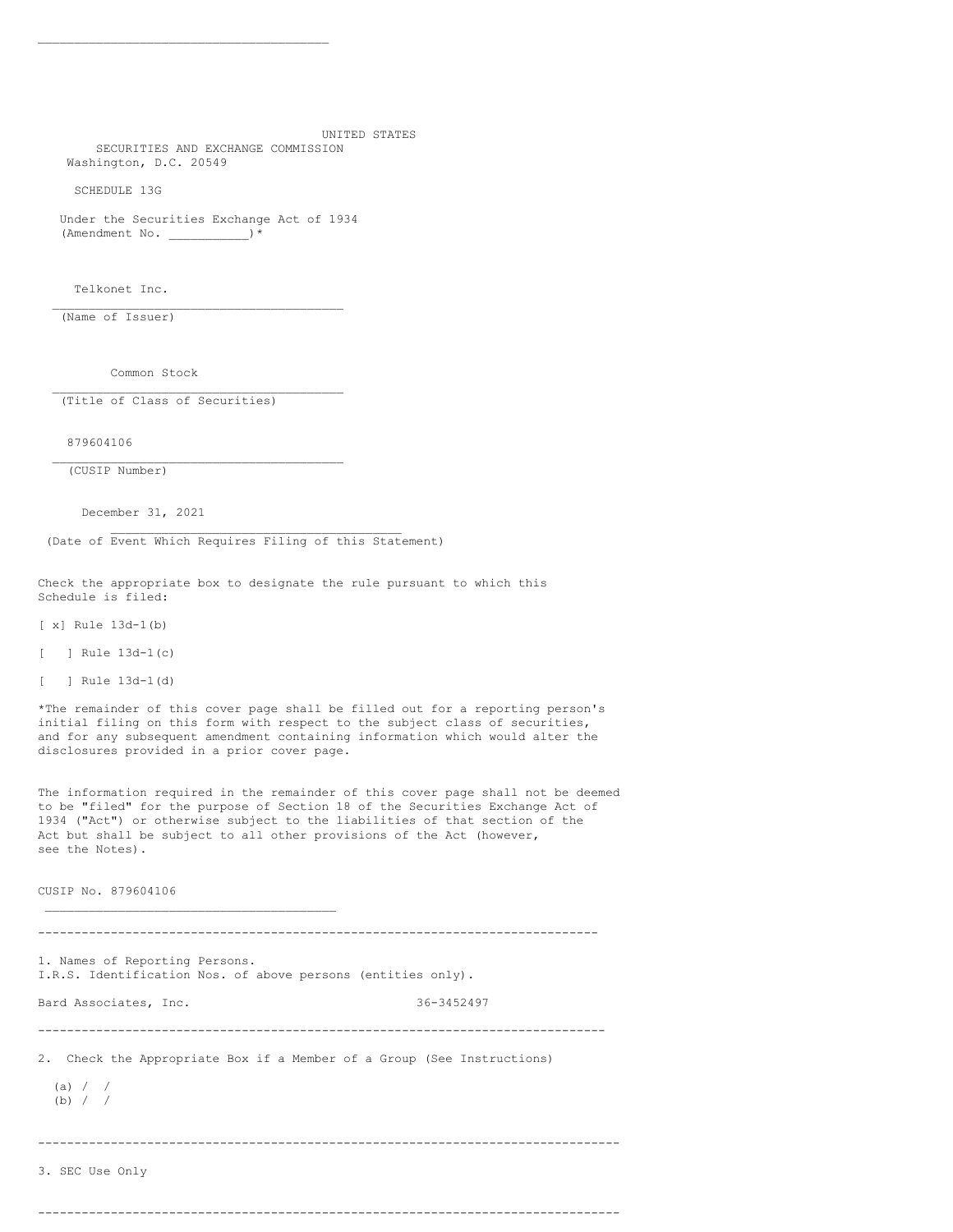UNITED STATES
SECURITIES AND EXCHANGE COMMISSION
Washington, D.C. 20549

SCHEDULE 13G

Under the Securities Exchange Act of 1934
(Amendment No. __________)*

Telkonet Inc.
_______________________________________
(Name of Issuer)

Common Stock
_______________________________________
(Title of Class of Securities)

879604106
_______________________________________
(CUSIP Number)

December 31, 2021
_______________________________________
(Date of Event Which Requires Filing of this Statement)

Check the appropriate box to designate the rule pursuant to which this Schedule is filed:

[ x] Rule 13d-1(b)

[ ] Rule 13d-1(c)

[ ] Rule 13d-1(d)

*The remainder of this cover page shall be filled out for a reporting person's initial filing on this form with respect to the subject class of securities, and for any subsequent amendment containing information which would alter the disclosures provided in a prior cover page.

The information required in the remainder of this cover page shall not be deemed to be "filed" for the purpose of Section 18 of the Securities Exchange Act of 1934 ("Act") or otherwise subject to the liabilities of that section of the Act but shall be subject to all other provisions of the Act (however, see the Notes).

CUSIP No. 879604106

---

1. Names of Reporting Persons.
I.R.S. Identification Nos. of above persons (entities only).

Bard Associates, Inc. 36-3452497

---

2. Check the Appropriate Box if a Member of a Group (See Instructions)

(a) / /
(b) / /

---

3. SEC Use Only

---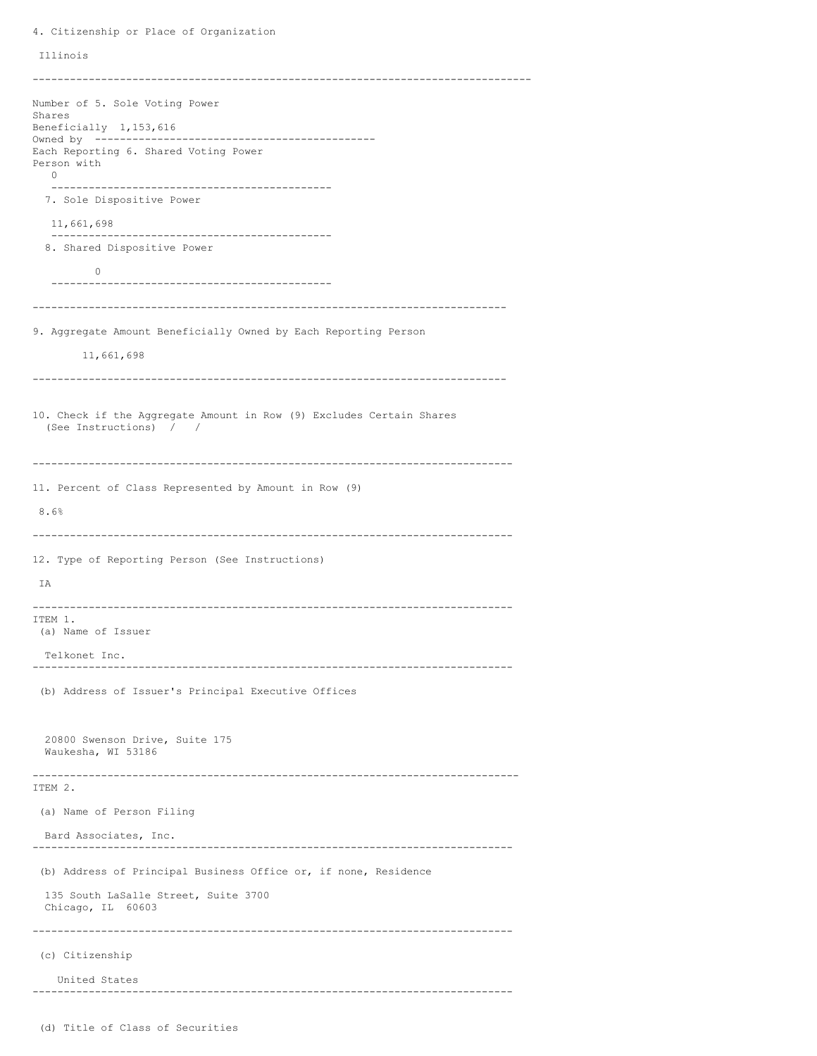4. Citizenship or Place of Organization

Illinois

---

| Number of Shares Beneficially Owned by Each Reporting Person with | |
|---|---|
| 5. Sole Voting Power | 1,153,616 |
| 6. Shared Voting Power | 0 |
| 7. Sole Dispositive Power | 11,661,698 |
| 8. Shared Dispositive Power | 0 |

---

9. Aggregate Amount Beneficially Owned by Each Reporting Person

11,661,698

---

10. Check if the Aggregate Amount in Row (9) Excludes Certain Shares (See Instructions) /  /

---

11. Percent of Class Represented by Amount in Row (9)

8.6%

---

12. Type of Reporting Person (See Instructions)

IA

---

ITEM 1.

(a) Name of Issuer

Telkonet Inc.

---

(b) Address of Issuer's Principal Executive Offices

20800 Swenson Drive, Suite 175
Waukesha, WI 53186

---

ITEM 2.

(a) Name of Person Filing

Bard Associates, Inc.

---

(b) Address of Principal Business Office or, if none, Residence

135 South LaSalle Street, Suite 3700
Chicago, IL  60603

---

(c) Citizenship

United States

---

(d) Title of Class of Securities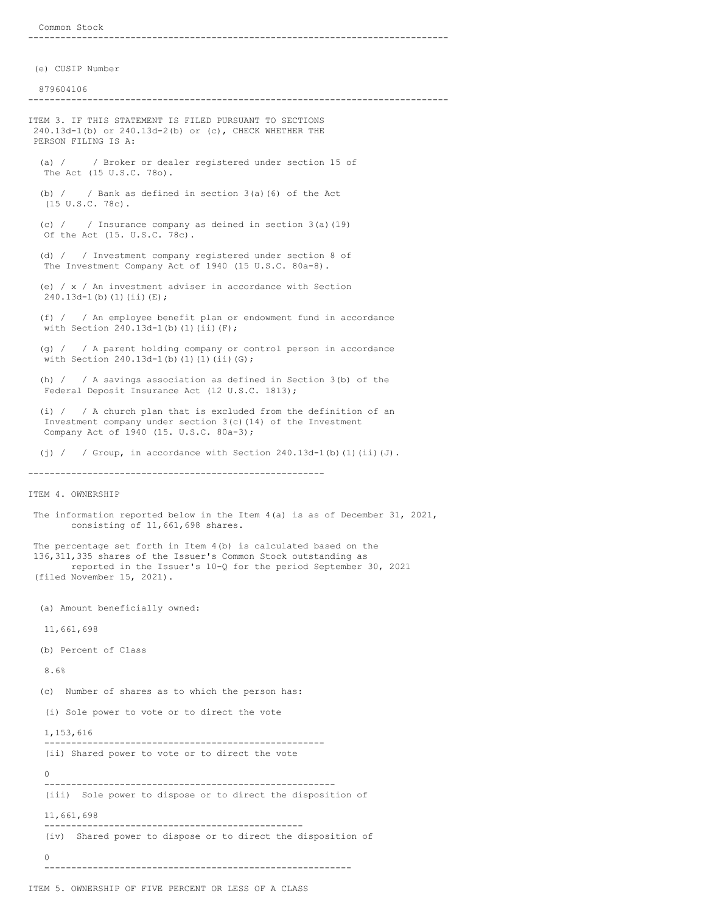Common Stock

---

(e) CUSIP Number

879604106

---

ITEM 3. IF THIS STATEMENT IS FILED PURSUANT TO SECTIONS 240.13d-1(b) or 240.13d-2(b) or (c), CHECK WHETHER THE PERSON FILING IS A:

(a) /     / Broker or dealer registered under section 15 of The Act (15 U.S.C. 78o).

(b) /     / Bank as defined in section 3(a)(6) of the Act (15 U.S.C. 78c).

(c) /     / Insurance company as deined in section 3(a)(19) Of the Act (15. U.S.C. 78c).

(d) /     / Investment company registered under section 8 of The Investment Company Act of 1940 (15 U.S.C. 80a-8).

(e) / x / An investment adviser in accordance with Section 240.13d-1(b)(1)(ii)(E);

(f) /     / An employee benefit plan or endowment fund in accordance with Section 240.13d-1(b)(1)(ii)(F);

(g) /     / A parent holding company or control person in accordance with Section 240.13d-1(b)(1)(1)(ii)(G);

(h) /     / A savings association as defined in Section 3(b) of the Federal Deposit Insurance Act (12 U.S.C. 1813);

(i) /     / A church plan that is excluded from the definition of an Investment company under section 3(c)(14) of the Investment Company Act of 1940 (15. U.S.C. 80a-3);

(j) /     / Group, in accordance with Section 240.13d-1(b)(1)(ii)(J).

---

ITEM 4. OWNERSHIP

The information reported below in the Item 4(a) is as of December 31, 2021, consisting of 11,661,698 shares.

The percentage set forth in Item 4(b) is calculated based on the 136,311,335 shares of the Issuer's Common Stock outstanding as reported in the Issuer's 10-Q for the period September 30, 2021 (filed November 15, 2021).

(a) Amount beneficially owned:

11,661,698

(b) Percent of Class

8.6%

(c) Number of shares as to which the person has:

(i) Sole power to vote or to direct the vote

1,153,616

---

(ii) Shared power to vote or to direct the vote

0

---

(iii) Sole power to dispose or to direct the disposition of

11,661,698

---

(iv) Shared power to dispose or to direct the disposition of

0

---

ITEM 5. OWNERSHIP OF FIVE PERCENT OR LESS OF A CLASS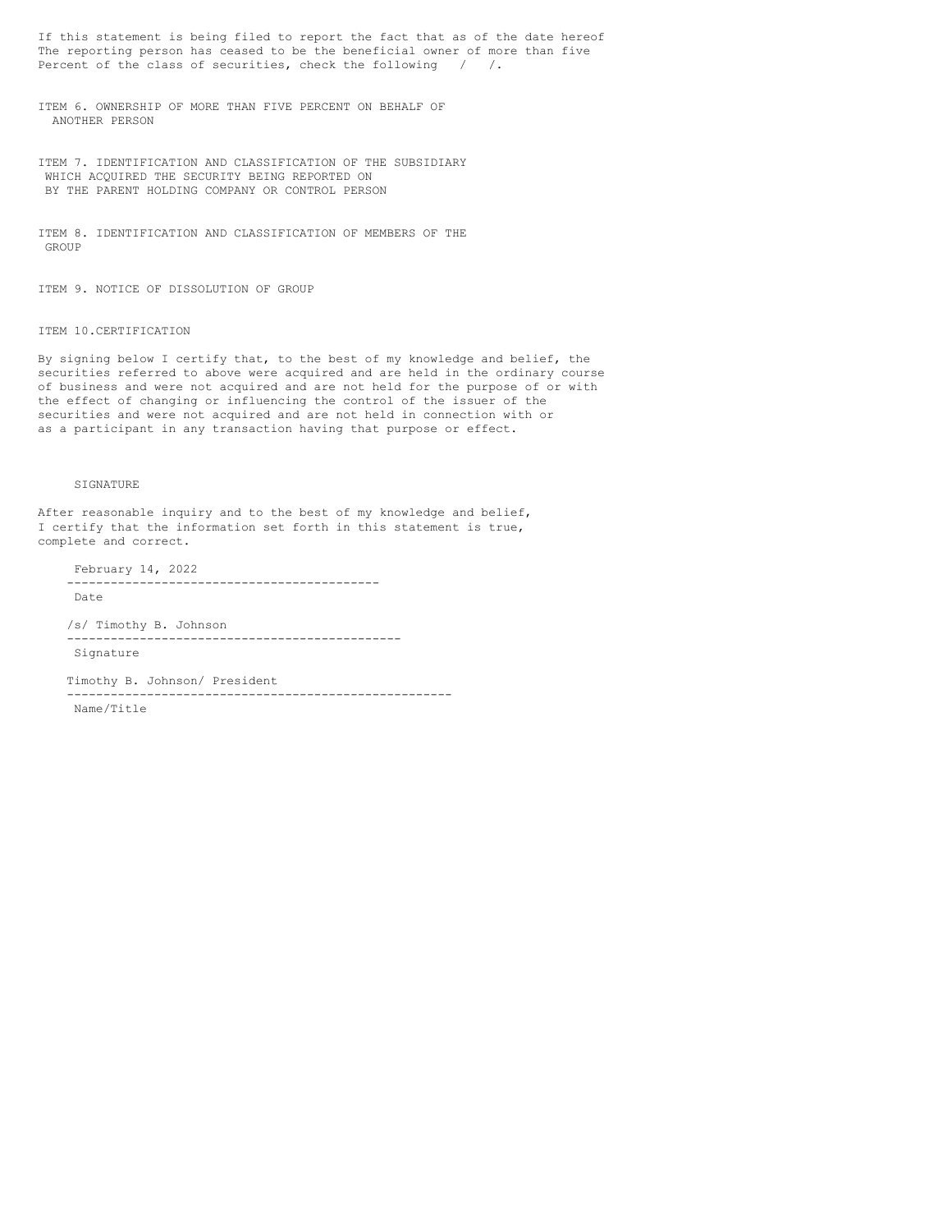If this statement is being filed to report the fact that as of the date hereof The reporting person has ceased to be the beneficial owner of more than five Percent of the class of securities, check the following / /.

ITEM 6. OWNERSHIP OF MORE THAN FIVE PERCENT ON BEHALF OF ANOTHER PERSON

ITEM 7. IDENTIFICATION AND CLASSIFICATION OF THE SUBSIDIARY WHICH ACQUIRED THE SECURITY BEING REPORTED ON BY THE PARENT HOLDING COMPANY OR CONTROL PERSON

ITEM 8. IDENTIFICATION AND CLASSIFICATION OF MEMBERS OF THE GROUP

ITEM 9. NOTICE OF DISSOLUTION OF GROUP

ITEM 10.CERTIFICATION

By signing below I certify that, to the best of my knowledge and belief, the securities referred to above were acquired and are held in the ordinary course of business and were not acquired and are not held for the purpose of or with the effect of changing or influencing the control of the issuer of the securities and were not acquired and are not held in connection with or as a participant in any transaction having that purpose or effect.

SIGNATURE

After reasonable inquiry and to the best of my knowledge and belief, I certify that the information set forth in this statement is true, complete and correct.

February 14, 2022
------------------------------------------
Date

/s/ Timothy B. Johnson
---------------------------------------------
Signature

Timothy B. Johnson/ President
----------------------------------------------------
Name/Title